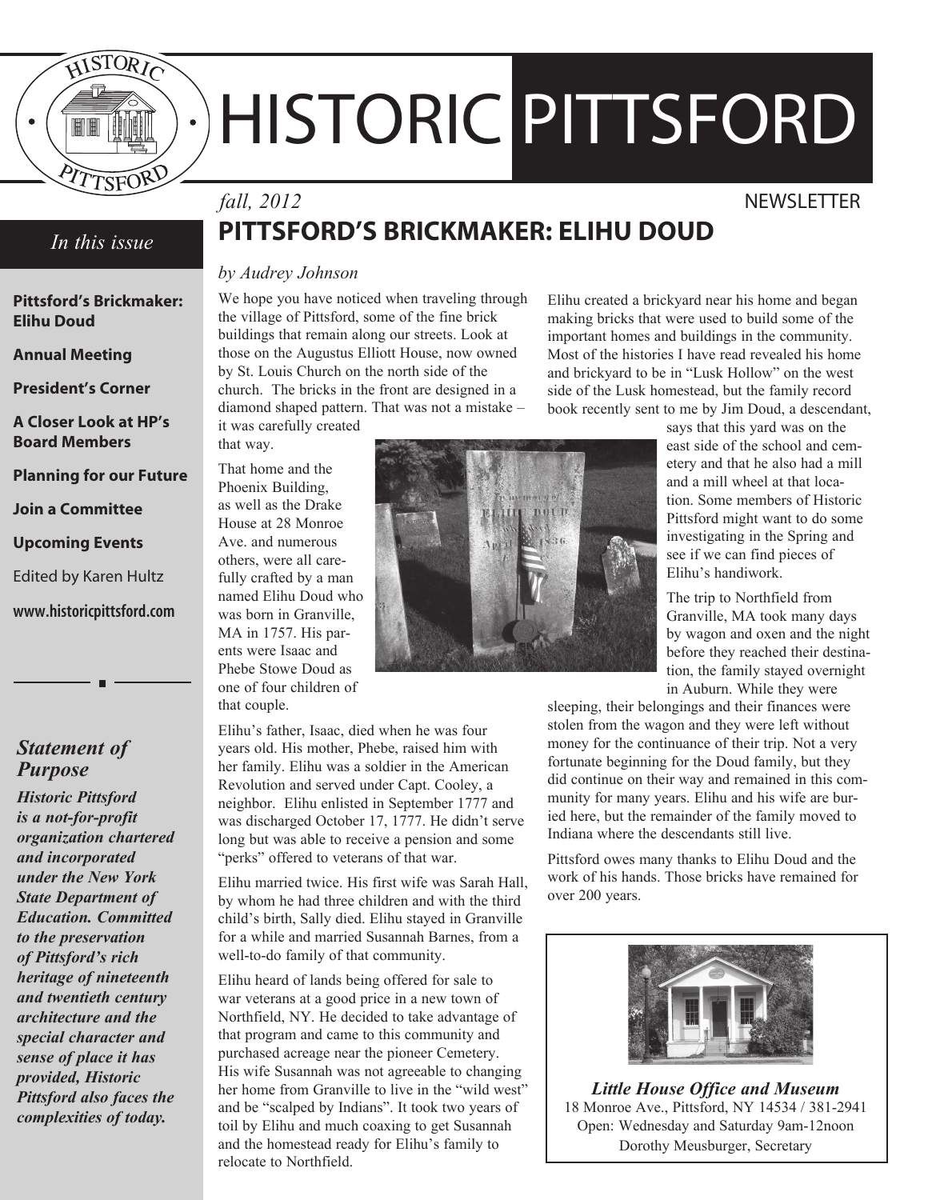# HISTORIC PITTSFORD

*fall, 2012* NEWSLETTER

## PITTSFORD'S BRICKMAKER: ELIHU DOUD

*by Audrey Johnson*

We hope you have noticed when traveling through the village of Pittsford, some of the fine brick buildings that remain along our streets. Look at those on the Augustus Elliott House, now owned by St. Louis Church on the north side of the church. The bricks in the front are designed in a diamond shaped pattern. That was not a mistake – it was carefully created that way.

That home and the Phoenix Building, as well as the Drake House at 28 Monroe Ave. and numerous others, were all carefully crafted by a man named Elihu Doud who was born in Granville, MA in 1757. His parents were Isaac and Phebe Stowe Doud as one of four children of that couple.

Elihu's father, Isaac, died when he was four years old. His mother, Phebe, raised him with her family. Elihu was a soldier in the American Revolution and served under Capt. Cooley, a neighbor. Elihu enlisted in September 1777 and was discharged October 17, 1777. He didn't serve long but was able to receive a pension and some "perks" offered to veterans of that war.

Elihu married twice. His first wife was Sarah Hall, by whom he had three children and with the third child's birth, Sally died. Elihu stayed in Granville for a while and married Susannah Barnes, from a well-to-do family of that community.

Elihu heard of lands being offered for sale to war veterans at a good price in a new town of Northfield, NY. He decided to take advantage of that program and came to this community and purchased acreage near the pioneer Cemetery. His wife Susannah was not agreeable to changing her home from Granville to live in the "wild west" and be "scalped by Indians". It took two years of toil by Elihu and much coaxing to get Susannah and the homestead ready for Elihu's family to relocate to Northfield.

Elihu created a brickyard near his home and began making bricks that were used to build some of the important homes and buildings in the community. Most of the histories I have read revealed his home and brickyard to be in "Lusk Hollow" on the west side of the Lusk homestead, but the family record book recently sent to me by Jim Doud, a descendant, says that this yard was on the east side of the school and cemetery and that he also had a mill and a mill wheel at that location. Some members of Historic Pittsford might want to do some investigating in the Spring and see if we can find pieces of Elihu's handiwork.

The trip to Northfield from Granville, MA took many days by wagon and oxen and the night before they reached their destination, the family stayed overnight in Auburn. While they were sleeping, their belongings and their finances were stolen from the wagon and they were left without money for the continuance of their trip. Not a very fortunate beginning for the Doud family, but they did continue on their way and remained in this community for many years. Elihu and his wife are buried here, but the remainder of the family moved to Indiana where the descendants still live.

Pittsford owes many thanks to Elihu Doud and the work of his hands. Those bricks have remained for over 200 years.

---

*In this issue*

**Pittsford's Brickmaker: Elihu Doud**

**Annual Meeting**

**President's Corner**

**A Closer Look at HP's Board Members**

**Planning for our Future**

**Join a Committee**

**Upcoming Events**

Edited by Karen Hultz

**www.historicpittsford.com**

### *Statement of Purpose*

***Historic Pittsford is a not-for-profit organization chartered and incorporated under the New York State Department of Education. Committed to the preservation of Pittsford's rich heritage of nineteenth and twentieth century architecture and the special character and sense of place it has provided, Historic Pittsford also faces the complexities of today.***

---

***Little House Office and Museum***
18 Monroe Ave., Pittsford, NY 14534 / 381-2941
Open: Wednesday and Saturday 9am-12noon
Dorothy Meusburger, Secretary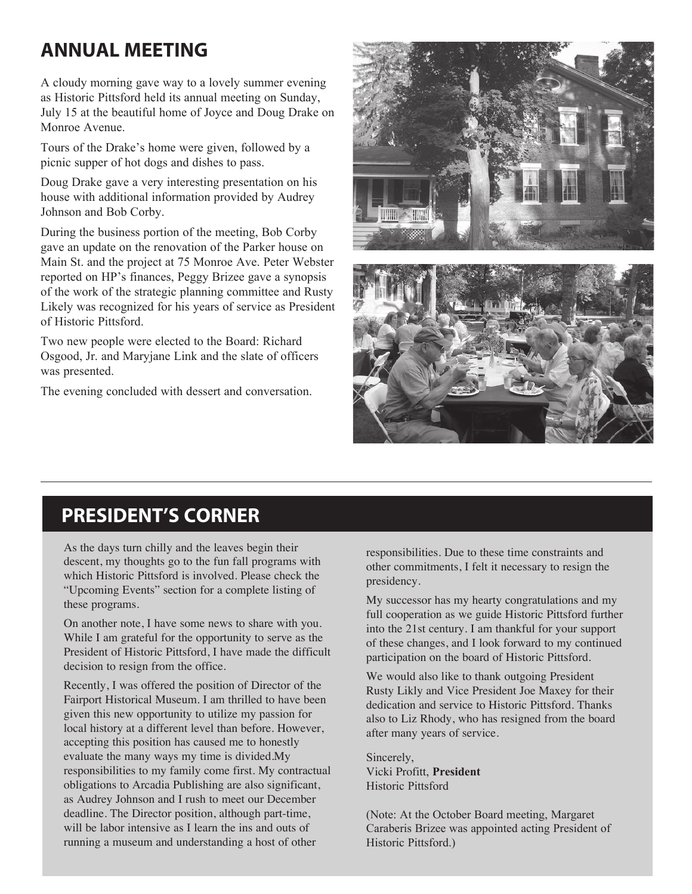## ANNUAL MEETING

A cloudy morning gave way to a lovely summer evening as Historic Pittsford held its annual meeting on Sunday, July 15 at the beautiful home of Joyce and Doug Drake on Monroe Avenue.

Tours of the Drake's home were given, followed by a picnic supper of hot dogs and dishes to pass.

Doug Drake gave a very interesting presentation on his house with additional information provided by Audrey Johnson and Bob Corby.

During the business portion of the meeting, Bob Corby gave an update on the renovation of the Parker house on Main St. and the project at 75 Monroe Ave. Peter Webster reported on HP's finances, Peggy Brizee gave a synopsis of the work of the strategic planning committee and Rusty Likely was recognized for his years of service as President of Historic Pittsford.

Two new people were elected to the Board: Richard Osgood, Jr. and Maryjane Link and the slate of officers was presented.

The evening concluded with dessert and conversation.

## PRESIDENT'S CORNER

As the days turn chilly and the leaves begin their descent, my thoughts go to the fun fall programs with which Historic Pittsford is involved. Please check the "Upcoming Events" section for a complete listing of these programs.

On another note, I have some news to share with you. While I am grateful for the opportunity to serve as the President of Historic Pittsford, I have made the difficult decision to resign from the office.

Recently, I was offered the position of Director of the Fairport Historical Museum. I am thrilled to have been given this new opportunity to utilize my passion for local history at a different level than before. However, accepting this position has caused me to honestly evaluate the many ways my time is divided.My responsibilities to my family come first. My contractual obligations to Arcadia Publishing are also significant, as Audrey Johnson and I rush to meet our December deadline. The Director position, although part-time, will be labor intensive as I learn the ins and outs of running a museum and understanding a host of other responsibilities. Due to these time constraints and other commitments, I felt it necessary to resign the presidency.

My successor has my hearty congratulations and my full cooperation as we guide Historic Pittsford further into the 21st century. I am thankful for your support of these changes, and I look forward to my continued participation on the board of Historic Pittsford.

We would also like to thank outgoing President Rusty Likly and Vice President Joe Maxey for their dedication and service to Historic Pittsford. Thanks also to Liz Rhody, who has resigned from the board after many years of service.

Sincerely,
Vicki Profitt, **President**
Historic Pittsford

(Note: At the October Board meeting, Margaret Caraberis Brizee was appointed acting President of Historic Pittsford.)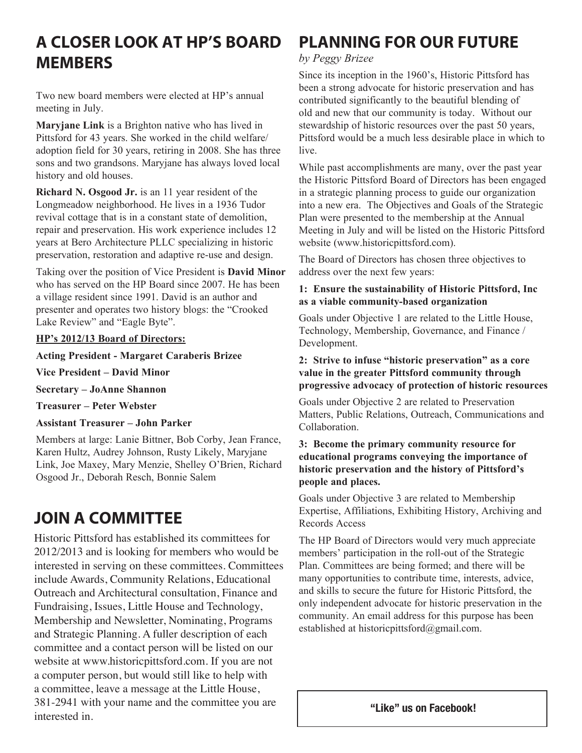## A CLOSER LOOK AT HP'S BOARD MEMBERS

Two new board members were elected at HP's annual meeting in July.

**Maryjane Link** is a Brighton native who has lived in Pittsford for 43 years. She worked in the child welfare/ adoption field for 30 years, retiring in 2008. She has three sons and two grandsons. Maryjane has always loved local history and old houses.

**Richard N. Osgood Jr.** is an 11 year resident of the Longmeadow neighborhood. He lives in a 1936 Tudor revival cottage that is in a constant state of demolition, repair and preservation. His work experience includes 12 years at Bero Architecture PLLC specializing in historic preservation, restoration and adaptive re-use and design.

Taking over the position of Vice President is **David Minor** who has served on the HP Board since 2007. He has been a village resident since 1991. David is an author and presenter and operates two history blogs: the "Crooked Lake Review" and "Eagle Byte".

**HP's 2012/13 Board of Directors:**

**Acting President - Margaret Caraberis Brizee**

**Vice President – David Minor**

**Secretary – JoAnne Shannon**

**Treasurer – Peter Webster**

**Assistant Treasurer – John Parker**

Members at large: Lanie Bittner, Bob Corby, Jean France, Karen Hultz, Audrey Johnson, Rusty Likely, Maryjane Link, Joe Maxey, Mary Menzie, Shelley O'Brien, Richard Osgood Jr., Deborah Resch, Bonnie Salem

## JOIN A COMMITTEE

Historic Pittsford has established its committees for 2012/2013 and is looking for members who would be interested in serving on these committees. Committees include Awards, Community Relations, Educational Outreach and Architectural consultation, Finance and Fundraising, Issues, Little House and Technology, Membership and Newsletter, Nominating, Programs and Strategic Planning. A fuller description of each committee and a contact person will be listed on our website at www.historicpittsford.com. If you are not a computer person, but would still like to help with a committee, leave a message at the Little House, 381-2941 with your name and the committee you are interested in.

## PLANNING FOR OUR FUTURE

*by Peggy Brizee*

Since its inception in the 1960's, Historic Pittsford has been a strong advocate for historic preservation and has contributed significantly to the beautiful blending of old and new that our community is today. Without our stewardship of historic resources over the past 50 years, Pittsford would be a much less desirable place in which to live.

While past accomplishments are many, over the past year the Historic Pittsford Board of Directors has been engaged in a strategic planning process to guide our organization into a new era. The Objectives and Goals of the Strategic Plan were presented to the membership at the Annual Meeting in July and will be listed on the Historic Pittsford website (www.historicpittsford.com).

The Board of Directors has chosen three objectives to address over the next few years:

**1: Ensure the sustainability of Historic Pittsford, Inc as a viable community-based organization**

Goals under Objective 1 are related to the Little House, Technology, Membership, Governance, and Finance / Development.

**2: Strive to infuse "historic preservation" as a core value in the greater Pittsford community through progressive advocacy of protection of historic resources**

Goals under Objective 2 are related to Preservation Matters, Public Relations, Outreach, Communications and Collaboration.

**3: Become the primary community resource for educational programs conveying the importance of historic preservation and the history of Pittsford's people and places.**

Goals under Objective 3 are related to Membership Expertise, Affiliations, Exhibiting History, Archiving and Records Access

The HP Board of Directors would very much appreciate members' participation in the roll-out of the Strategic Plan. Committees are being formed; and there will be many opportunities to contribute time, interests, advice, and skills to secure the future for Historic Pittsford, the only independent advocate for historic preservation in the community. An email address for this purpose has been established at historicpittsford@gmail.com.

**"Like" us on Facebook!**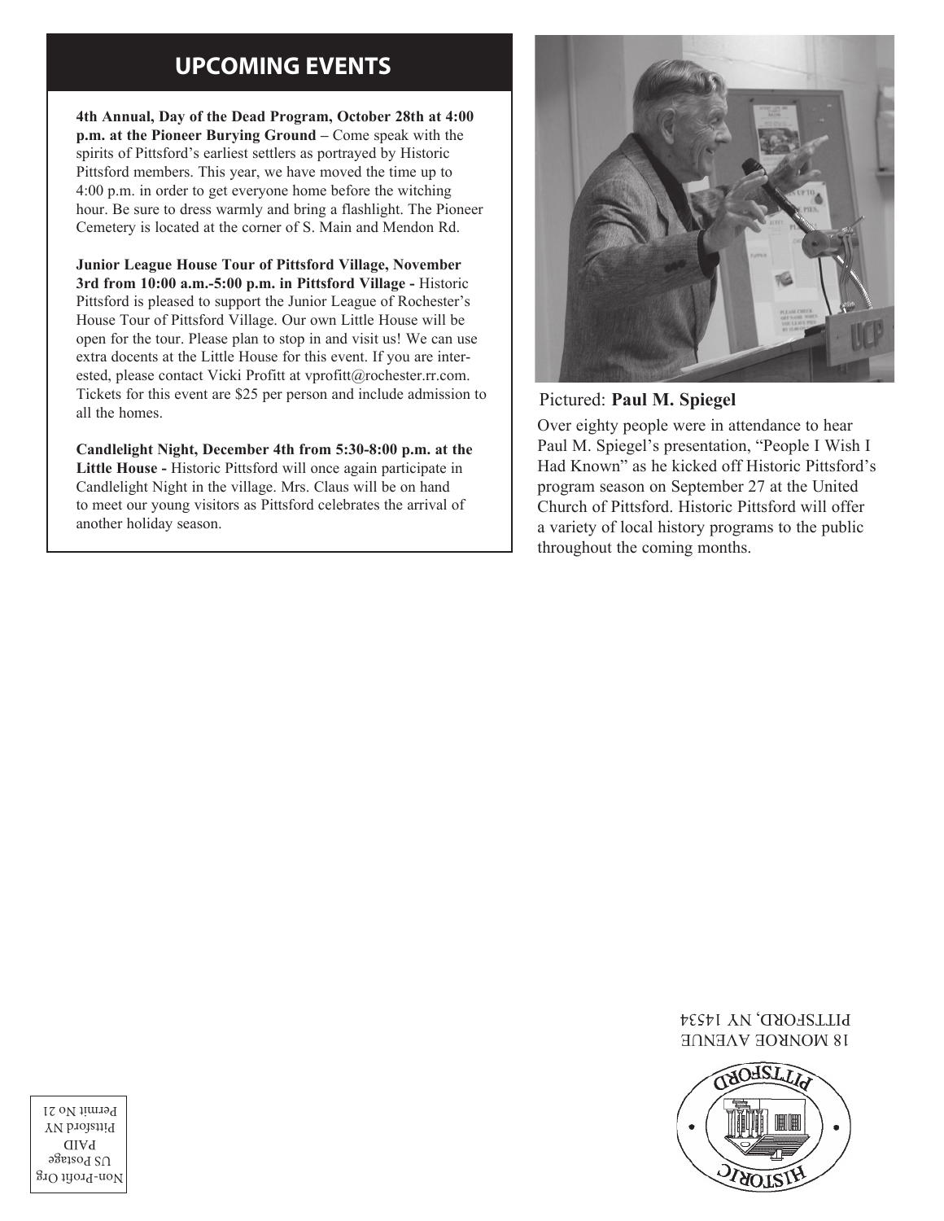## UPCOMING EVENTS

**4th Annual, Day of the Dead Program, October 28th at 4:00 p.m. at the Pioneer Burying Ground –** Come speak with the spirits of Pittsford's earliest settlers as portrayed by Historic Pittsford members. This year, we have moved the time up to 4:00 p.m. in order to get everyone home before the witching hour. Be sure to dress warmly and bring a flashlight. The Pioneer Cemetery is located at the corner of S. Main and Mendon Rd.

**Junior League House Tour of Pittsford Village, November 3rd from 10:00 a.m.-5:00 p.m. in Pittsford Village -** Historic Pittsford is pleased to support the Junior League of Rochester's House Tour of Pittsford Village. Our own Little House will be open for the tour. Please plan to stop in and visit us! We can use extra docents at the Little House for this event. If you are interested, please contact Vicki Profitt at vprofitt@rochester.rr.com. Tickets for this event are $25 per person and include admission to all the homes.

**Candlelight Night, December 4th from 5:30-8:00 p.m. at the Little House -** Historic Pittsford will once again participate in Candlelight Night in the village. Mrs. Claus will be on hand to meet our young visitors as Pittsford celebrates the arrival of another holiday season.

Pictured: **Paul M. Spiegel**

Over eighty people were in attendance to hear Paul M. Spiegel's presentation, "People I Wish I Had Known" as he kicked off Historic Pittsford's program season on September 27 at the United Church of Pittsford. Historic Pittsford will offer a variety of local history programs to the public throughout the coming months.

18 MONROE AVENUE
PITTSFORD, NY 14534

HISTORIC PITTSFORD

Non-Profit Org
US Postage
PAID
Pittsford NY
Permit No 21